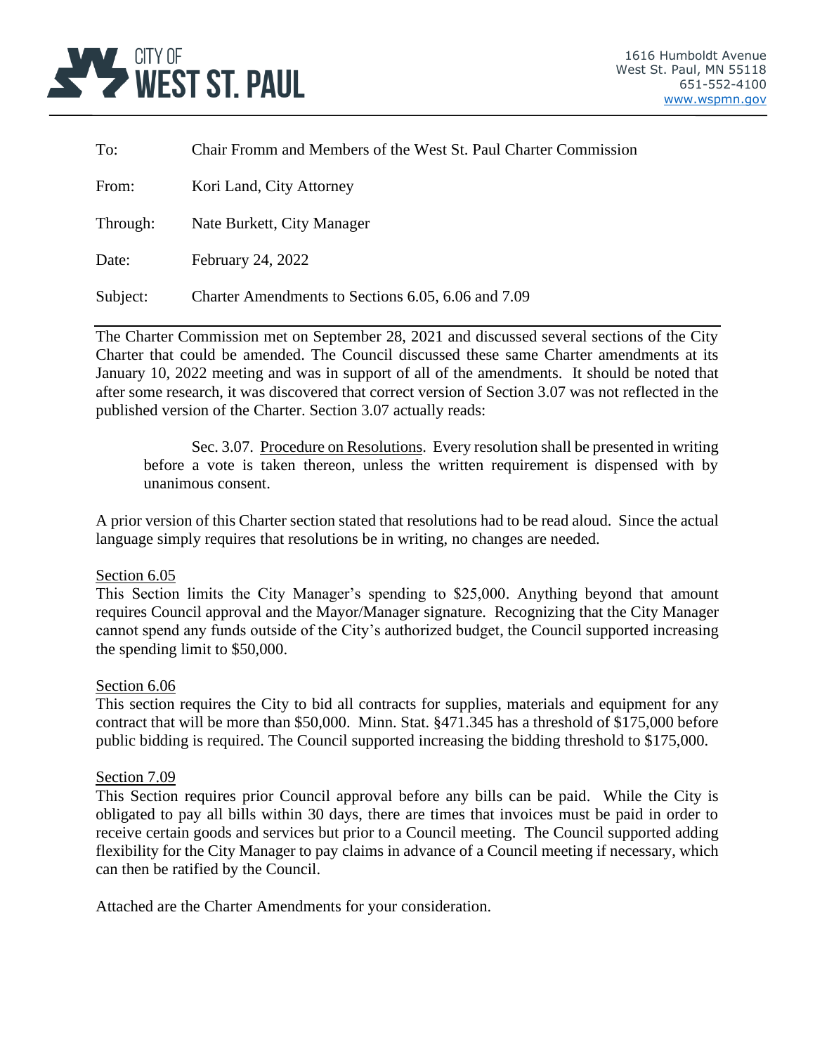CITY OF **WEST ST. PAUL**

1616 Humboldt Avenue
West St. Paul, MN 55118
651-552-4100
www.wspmn.gov

| | |
|---|---|
| To: | Chair Fromm and Members of the West St. Paul Charter Commission |
| From: | Kori Land, City Attorney |
| Through: | Nate Burkett, City Manager |
| Date: | February 24, 2022 |
| Subject: | Charter Amendments to Sections 6.05, 6.06 and 7.09 |

The Charter Commission met on September 28, 2021 and discussed several sections of the City Charter that could be amended. The Council discussed these same Charter amendments at its January 10, 2022 meeting and was in support of all of the amendments. It should be noted that after some research, it was discovered that correct version of Section 3.07 was not reflected in the published version of the Charter. Section 3.07 actually reads:

> Sec. 3.07. Procedure on Resolutions. Every resolution shall be presented in writing before a vote is taken thereon, unless the written requirement is dispensed with by unanimous consent.

A prior version of this Charter section stated that resolutions had to be read aloud. Since the actual language simply requires that resolutions be in writing, no changes are needed.

Section 6.05
This Section limits the City Manager's spending to $25,000. Anything beyond that amount requires Council approval and the Mayor/Manager signature. Recognizing that the City Manager cannot spend any funds outside of the City's authorized budget, the Council supported increasing the spending limit to $50,000.

Section 6.06
This section requires the City to bid all contracts for supplies, materials and equipment for any contract that will be more than $50,000. Minn. Stat. §471.345 has a threshold of $175,000 before public bidding is required. The Council supported increasing the bidding threshold to $175,000.

Section 7.09
This Section requires prior Council approval before any bills can be paid. While the City is obligated to pay all bills within 30 days, there are times that invoices must be paid in order to receive certain goods and services but prior to a Council meeting. The Council supported adding flexibility for the City Manager to pay claims in advance of a Council meeting if necessary, which can then be ratified by the Council.

Attached are the Charter Amendments for your consideration.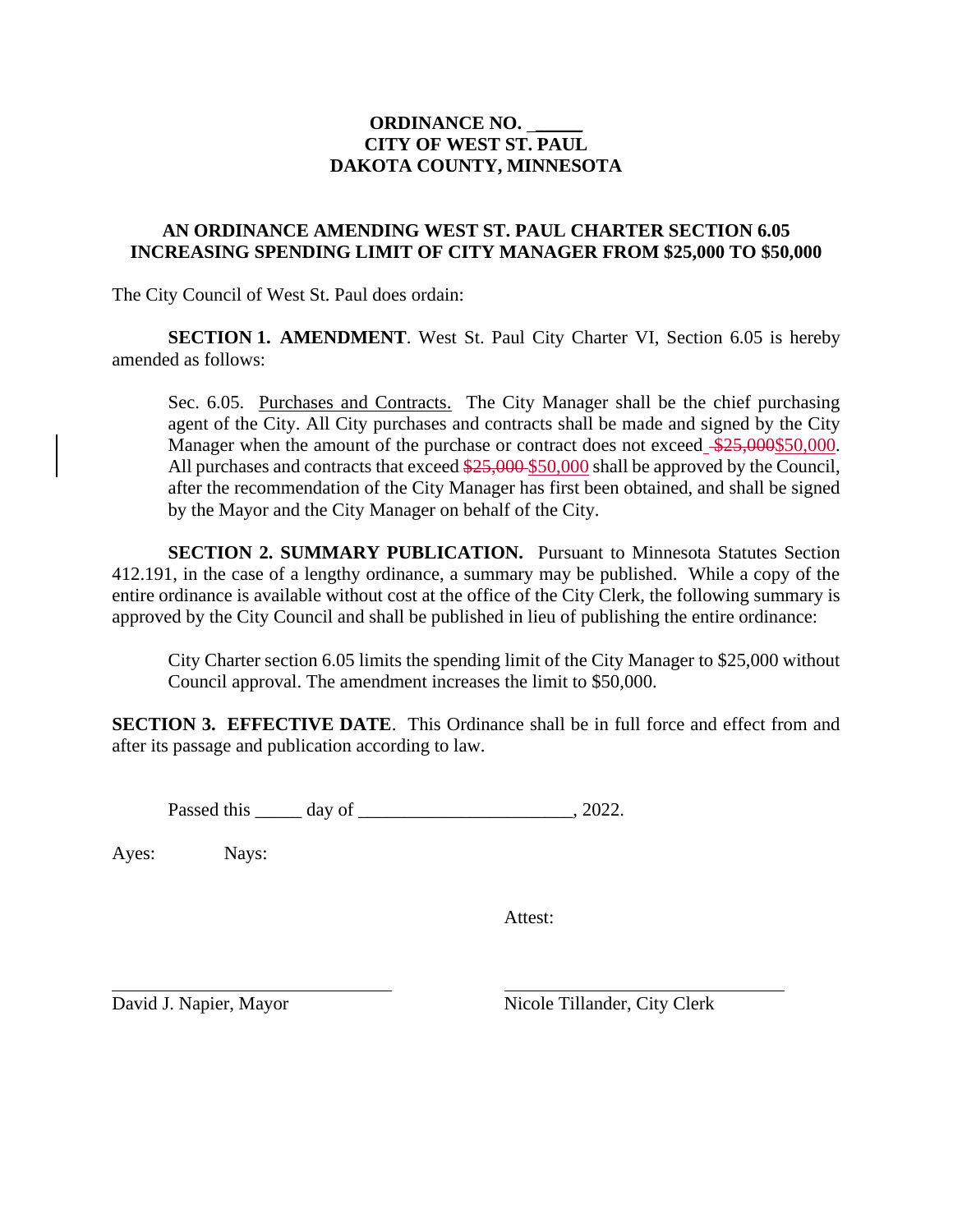**ORDINANCE NO. \_\_\_\_\_**
**CITY OF WEST ST. PAUL**
**DAKOTA COUNTY, MINNESOTA**

**AN ORDINANCE AMENDING WEST ST. PAUL CHARTER SECTION 6.05 INCREASING SPENDING LIMIT OF CITY MANAGER FROM $25,000 TO $50,000**

The City Council of West St. Paul does ordain:

**SECTION 1. AMENDMENT**. West St. Paul City Charter VI, Section 6.05 is hereby amended as follows:

> Sec. 6.05. Purchases and Contracts. The City Manager shall be the chief purchasing agent of the City. All City purchases and contracts shall be made and signed by the City Manager when the amount of the purchase or contract does not exceed ~~$25,000~~ $50,000. All purchases and contracts that exceed ~~$25,000~~ $50,000 shall be approved by the Council, after the recommendation of the City Manager has first been obtained, and shall be signed by the Mayor and the City Manager on behalf of the City.

**SECTION 2. SUMMARY PUBLICATION.** Pursuant to Minnesota Statutes Section 412.191, in the case of a lengthy ordinance, a summary may be published. While a copy of the entire ordinance is available without cost at the office of the City Clerk, the following summary is approved by the City Council and shall be published in lieu of publishing the entire ordinance:

> City Charter section 6.05 limits the spending limit of the City Manager to $25,000 without Council approval. The amendment increases the limit to $50,000.

**SECTION 3. EFFECTIVE DATE**. This Ordinance shall be in full force and effect from and after its passage and publication according to law.

Passed this \_\_\_\_\_ day of \_\_\_\_\_\_\_\_\_\_\_\_\_\_\_\_\_\_\_\_\_\_\_, 2022.

Ayes: Nays:

Attest:

\_\_\_\_\_\_\_\_\_\_\_\_\_\_\_\_\_\_\_\_\_\_\_\_\_\_\_\_\_\_
David J. Napier, Mayor

\_\_\_\_\_\_\_\_\_\_\_\_\_\_\_\_\_\_\_\_\_\_\_\_\_\_\_\_\_\_
Nicole Tillander, City Clerk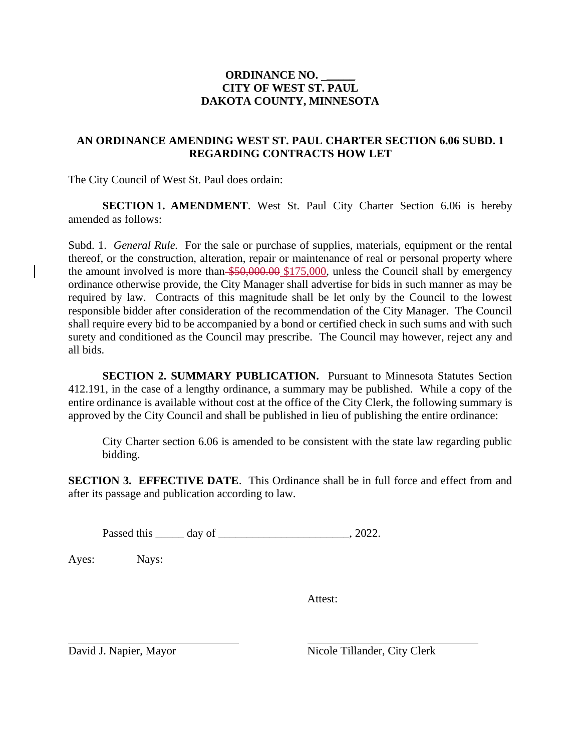**ORDINANCE NO. ______**
**CITY OF WEST ST. PAUL**
**DAKOTA COUNTY, MINNESOTA**

**AN ORDINANCE AMENDING WEST ST. PAUL CHARTER SECTION 6.06 SUBD. 1 REGARDING CONTRACTS HOW LET**

The City Council of West St. Paul does ordain:

**SECTION 1. AMENDMENT**. West St. Paul City Charter Section 6.06 is hereby amended as follows:

Subd. 1. *General Rule.* For the sale or purchase of supplies, materials, equipment or the rental thereof, or the construction, alteration, repair or maintenance of real or personal property where the amount involved is more than ~~$50,000.00~~ $175,000, unless the Council shall by emergency ordinance otherwise provide, the City Manager shall advertise for bids in such manner as may be required by law. Contracts of this magnitude shall be let only by the Council to the lowest responsible bidder after consideration of the recommendation of the City Manager. The Council shall require every bid to be accompanied by a bond or certified check in such sums and with such surety and conditioned as the Council may prescribe. The Council may however, reject any and all bids.

**SECTION 2. SUMMARY PUBLICATION.** Pursuant to Minnesota Statutes Section 412.191, in the case of a lengthy ordinance, a summary may be published. While a copy of the entire ordinance is available without cost at the office of the City Clerk, the following summary is approved by the City Council and shall be published in lieu of publishing the entire ordinance:

> City Charter section 6.06 is amended to be consistent with the state law regarding public bidding.

**SECTION 3. EFFECTIVE DATE**. This Ordinance shall be in full force and effect from and after its passage and publication according to law.

Passed this _____ day of ______________________, 2022.

Ayes: Nays:

Attest:

______________________________ ______________________________

David J. Napier, Mayor Nicole Tillander, City Clerk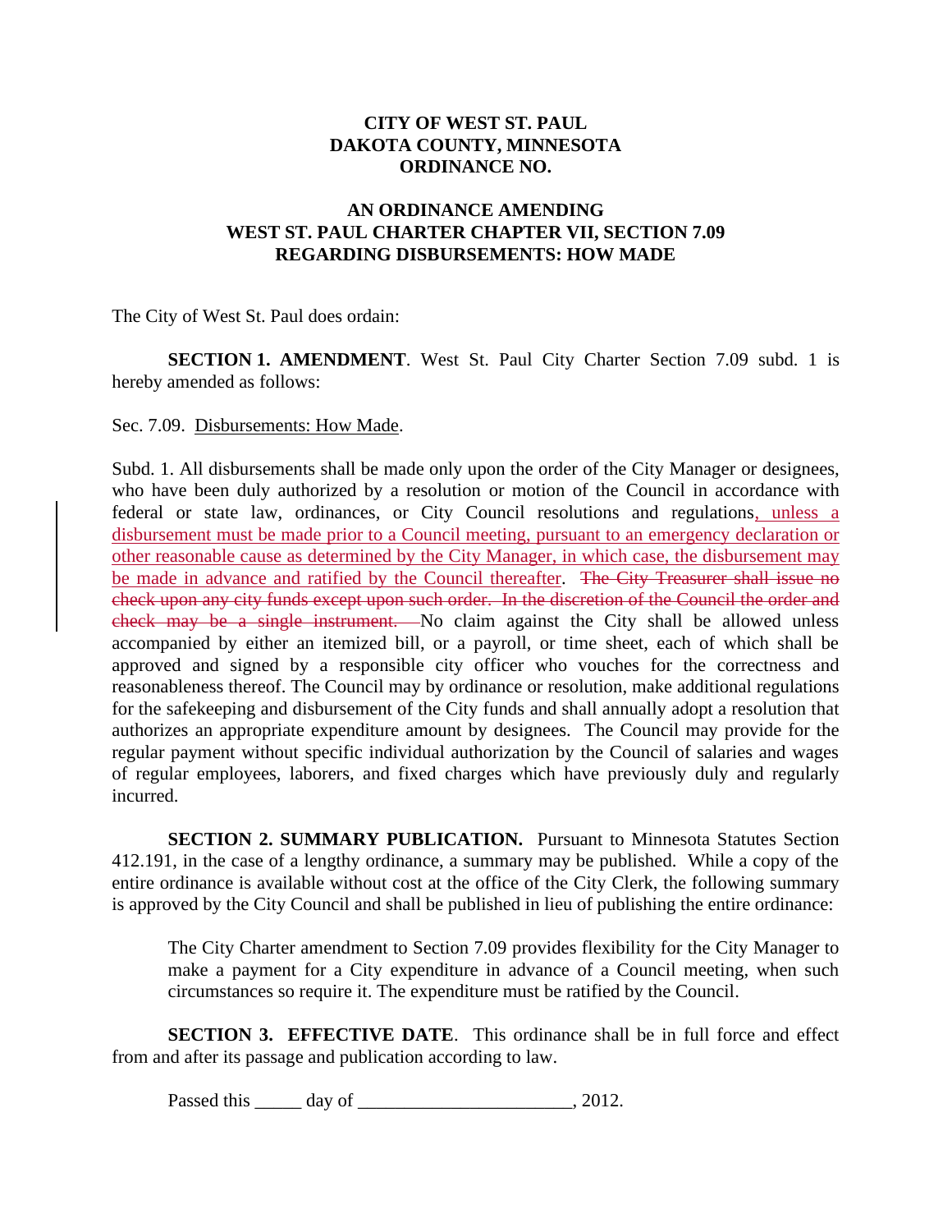**CITY OF WEST ST. PAUL**
**DAKOTA COUNTY, MINNESOTA**
**ORDINANCE NO.**

**AN ORDINANCE AMENDING**
**WEST ST. PAUL CHARTER CHAPTER VII, SECTION 7.09**
**REGARDING DISBURSEMENTS: HOW MADE**

The City of West St. Paul does ordain:

**SECTION 1. AMENDMENT**. West St. Paul City Charter Section 7.09 subd. 1 is hereby amended as follows:

Sec. 7.09. <u>Disbursements: How Made</u>.

Subd. 1. All disbursements shall be made only upon the order of the City Manager or designees, who have been duly authorized by a resolution or motion of the Council in accordance with federal or state law, ordinances, or City Council resolutions and regulations<u>, unless a disbursement must be made prior to a Council meeting, pursuant to an emergency declaration or other reasonable cause as determined by the City Manager, in which case, the disbursement may be made in advance and ratified by the Council thereafter</u>. ~~The City Treasurer shall issue no check upon any city funds except upon such order. In the discretion of the Council the order and check may be a single instrument.~~ No claim against the City shall be allowed unless accompanied by either an itemized bill, or a payroll, or time sheet, each of which shall be approved and signed by a responsible city officer who vouches for the correctness and reasonableness thereof. The Council may by ordinance or resolution, make additional regulations for the safekeeping and disbursement of the City funds and shall annually adopt a resolution that authorizes an appropriate expenditure amount by designees. The Council may provide for the regular payment without specific individual authorization by the Council of salaries and wages of regular employees, laborers, and fixed charges which have previously duly and regularly incurred.

**SECTION 2. SUMMARY PUBLICATION.** Pursuant to Minnesota Statutes Section 412.191, in the case of a lengthy ordinance, a summary may be published. While a copy of the entire ordinance is available without cost at the office of the City Clerk, the following summary is approved by the City Council and shall be published in lieu of publishing the entire ordinance:

> The City Charter amendment to Section 7.09 provides flexibility for the City Manager to make a payment for a City expenditure in advance of a Council meeting, when such circumstances so require it. The expenditure must be ratified by the Council.

**SECTION 3. EFFECTIVE DATE**. This ordinance shall be in full force and effect from and after its passage and publication according to law.

Passed this _____ day of ______________________, 2012.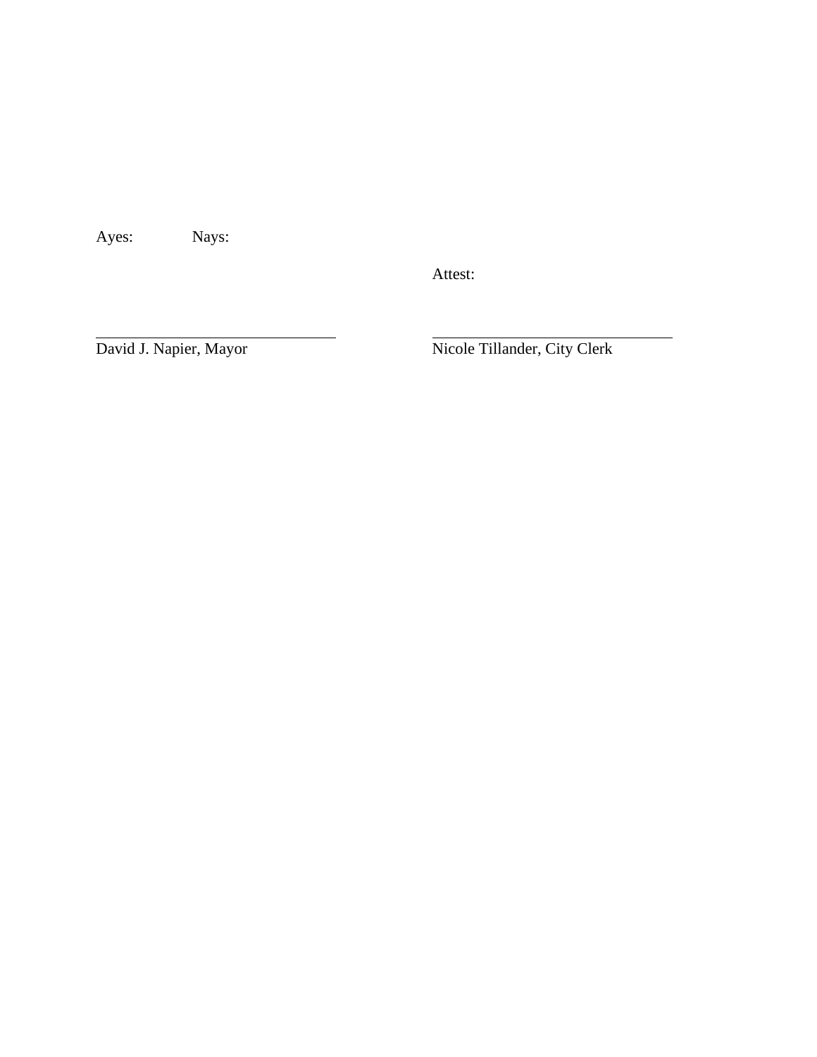Ayes: Nays:

Attest:

\_\_\_\_\_\_\_\_\_\_\_\_\_\_\_\_\_\_\_\_\_\_\_\_\_\_\_\_\_\_ \_\_\_\_\_\_\_\_\_\_\_\_\_\_\_\_\_\_\_\_\_\_\_\_\_\_\_\_\_\_

David J. Napier, Mayor Nicole Tillander, City Clerk